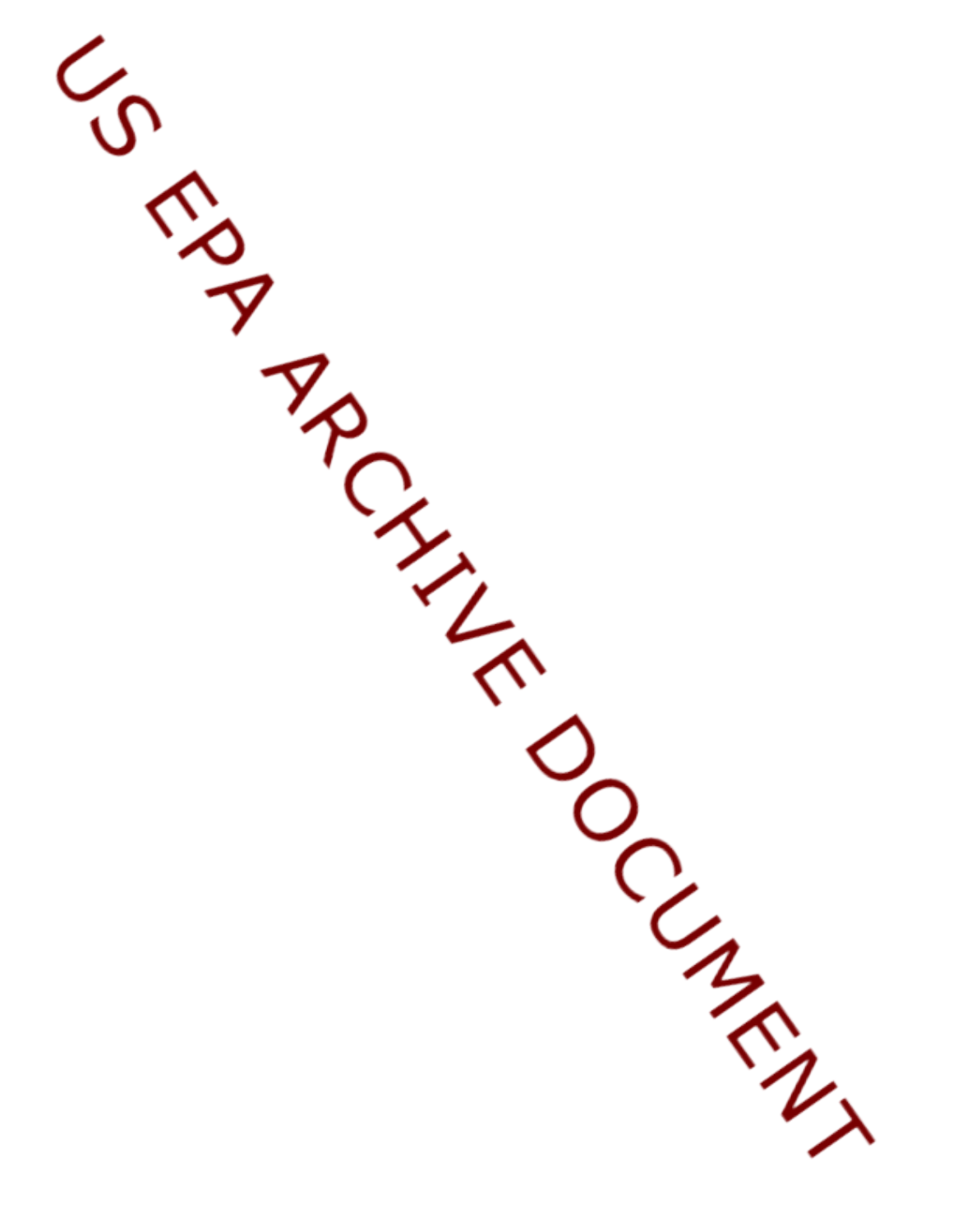US EPA ARCHIVE DOCUMENT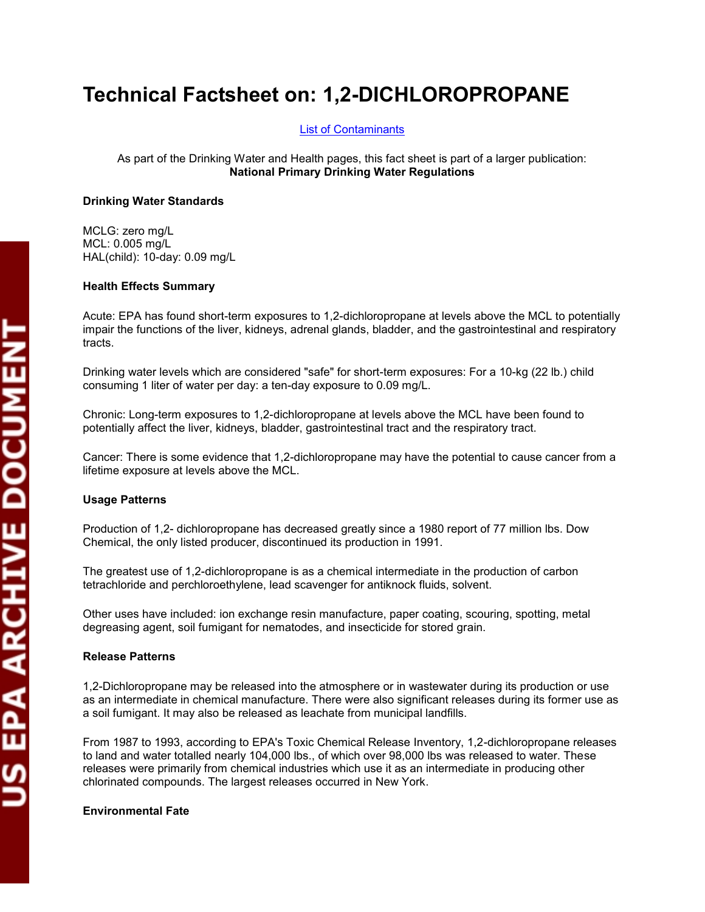# Technical Factsheet on: 1,2-DICHLOROPROPANE

List of Contaminants

As part of the Drinking Water and Health pages, this fact sheet is part of a larger publication:
**National Primary Drinking Water Regulations**

**Drinking Water Standards**

MCLG: zero mg/L
MCL: 0.005 mg/L
HAL(child): 10-day: 0.09 mg/L

**Health Effects Summary**

Acute: EPA has found short-term exposures to 1,2-dichloropropane at levels above the MCL to potentially impair the functions of the liver, kidneys, adrenal glands, bladder, and the gastrointestinal and respiratory tracts.

Drinking water levels which are considered "safe" for short-term exposures: For a 10-kg (22 lb.) child consuming 1 liter of water per day: a ten-day exposure to 0.09 mg/L.

Chronic: Long-term exposures to 1,2-dichloropropane at levels above the MCL have been found to potentially affect the liver, kidneys, bladder, gastrointestinal tract and the respiratory tract.

Cancer: There is some evidence that 1,2-dichloropropane may have the potential to cause cancer from a lifetime exposure at levels above the MCL.

**Usage Patterns**

Production of 1,2- dichloropropane has decreased greatly since a 1980 report of 77 million lbs. Dow Chemical, the only listed producer, discontinued its production in 1991.

The greatest use of 1,2-dichloropropane is as a chemical intermediate in the production of carbon tetrachloride and perchloroethylene, lead scavenger for antiknock fluids, solvent.

Other uses have included: ion exchange resin manufacture, paper coating, scouring, spotting, metal degreasing agent, soil fumigant for nematodes, and insecticide for stored grain.

**Release Patterns**

1,2-Dichloropropane may be released into the atmosphere or in wastewater during its production or use as an intermediate in chemical manufacture. There were also significant releases during its former use as a soil fumigant. It may also be released as leachate from municipal landfills.

From 1987 to 1993, according to EPA's Toxic Chemical Release Inventory, 1,2-dichloropropane releases to land and water totalled nearly 104,000 lbs., of which over 98,000 lbs was released to water. These releases were primarily from chemical industries which use it as an intermediate in producing other chlorinated compounds. The largest releases occurred in New York.

**Environmental Fate**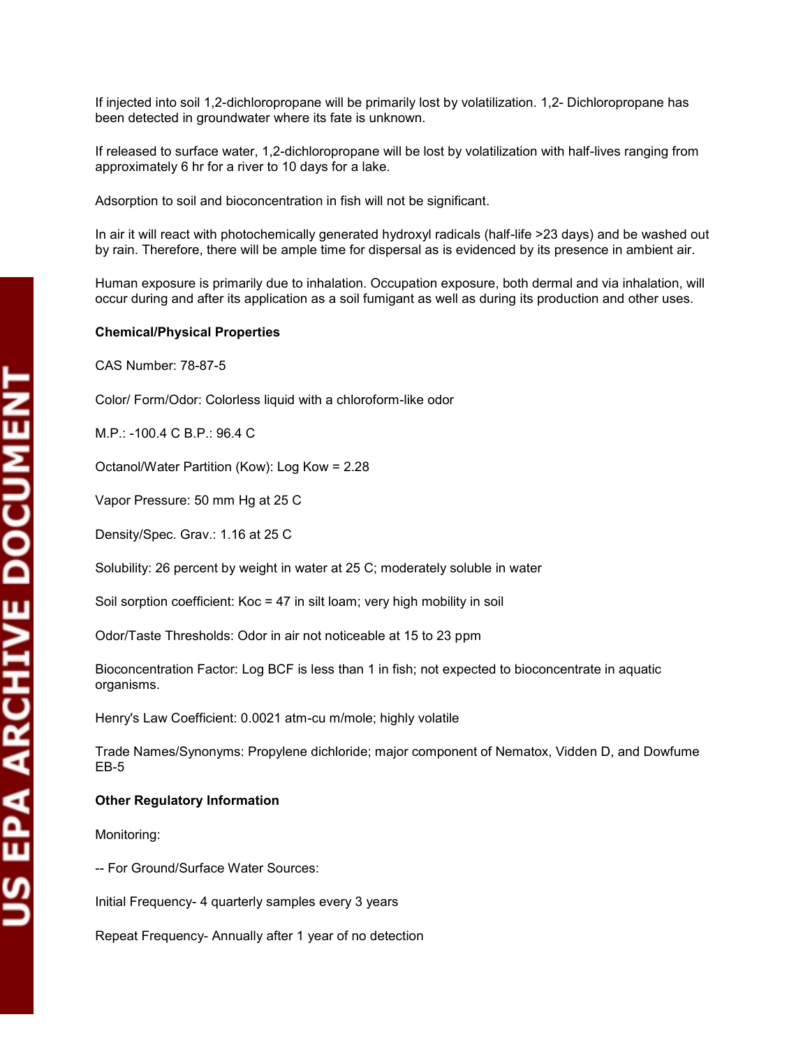If injected into soil 1,2-dichloropropane will be primarily lost by volatilization. 1,2- Dichloropropane has been detected in groundwater where its fate is unknown.

If released to surface water, 1,2-dichloropropane will be lost by volatilization with half-lives ranging from approximately 6 hr for a river to 10 days for a lake.

Adsorption to soil and bioconcentration in fish will not be significant.

In air it will react with photochemically generated hydroxyl radicals (half-life >23 days) and be washed out by rain. Therefore, there will be ample time for dispersal as is evidenced by its presence in ambient air.

Human exposure is primarily due to inhalation. Occupation exposure, both dermal and via inhalation, will occur during and after its application as a soil fumigant as well as during its production and other uses.

**Chemical/Physical Properties**

CAS Number: 78-87-5

Color/ Form/Odor: Colorless liquid with a chloroform-like odor

M.P.: -100.4 C B.P.: 96.4 C

Octanol/Water Partition (Kow): Log Kow = 2.28

Vapor Pressure: 50 mm Hg at 25 C

Density/Spec. Grav.: 1.16 at 25 C

Solubility: 26 percent by weight in water at 25 C; moderately soluble in water

Soil sorption coefficient: Koc = 47 in silt loam; very high mobility in soil

Odor/Taste Thresholds: Odor in air not noticeable at 15 to 23 ppm

Bioconcentration Factor: Log BCF is less than 1 in fish; not expected to bioconcentrate in aquatic organisms.

Henry's Law Coefficient: 0.0021 atm-cu m/mole; highly volatile

Trade Names/Synonyms: Propylene dichloride; major component of Nematox, Vidden D, and Dowfume EB-5

**Other Regulatory Information**

Monitoring:

-- For Ground/Surface Water Sources:

Initial Frequency- 4 quarterly samples every 3 years

Repeat Frequency- Annually after 1 year of no detection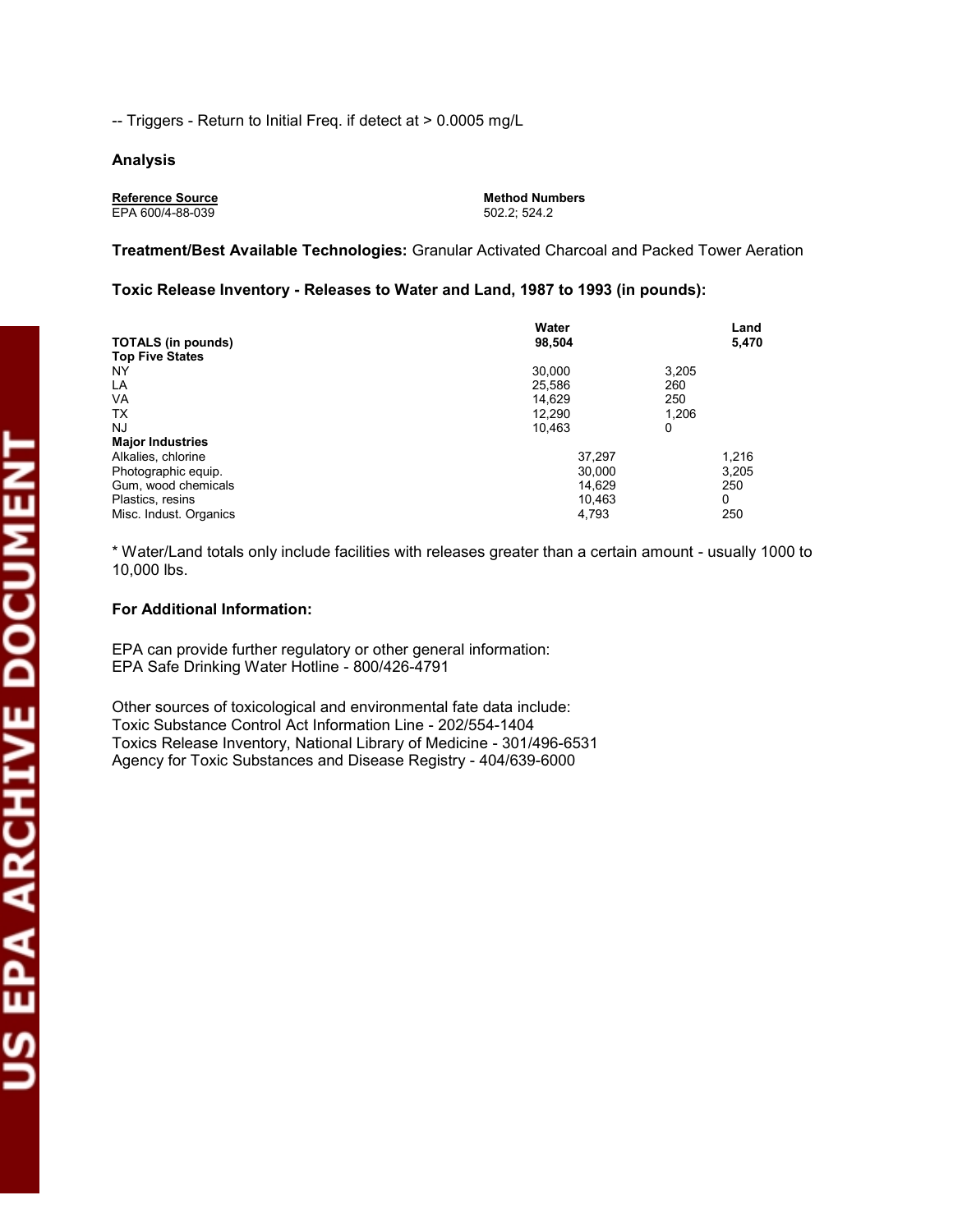-- Triggers - Return to Initial Freq. if detect at > 0.0005 mg/L

**Analysis**

| Reference Source | Method Numbers |
|---|---|
| EPA 600/4-88-039 | 502.2; 524.2 |

**Treatment/Best Available Technologies:** Granular Activated Charcoal and Packed Tower Aeration

**Toxic Release Inventory - Releases to Water and Land, 1987 to 1993 (in pounds):**

| | Water | Land |
|---|---|---|
| **TOTALS (in pounds)** | **98,504** | **5,470** |
| **Top Five States** | | |
| NY | 30,000 | 3,205 |
| LA | 25,586 | 260 |
| VA | 14,629 | 250 |
| TX | 12,290 | 1,206 |
| NJ | 10,463 | 0 |
| **Major Industries** | | |
| Alkalies, chlorine | 37,297 | 1,216 |
| Photographic equip. | 30,000 | 3,205 |
| Gum, wood chemicals | 14,629 | 250 |
| Plastics, resins | 10,463 | 0 |
| Misc. Indust. Organics | 4,793 | 250 |

* Water/Land totals only include facilities with releases greater than a certain amount - usually 1000 to 10,000 lbs.

**For Additional Information:**

EPA can provide further regulatory or other general information:
EPA Safe Drinking Water Hotline - 800/426-4791

Other sources of toxicological and environmental fate data include:
Toxic Substance Control Act Information Line - 202/554-1404
Toxics Release Inventory, National Library of Medicine - 301/496-6531
Agency for Toxic Substances and Disease Registry - 404/639-6000